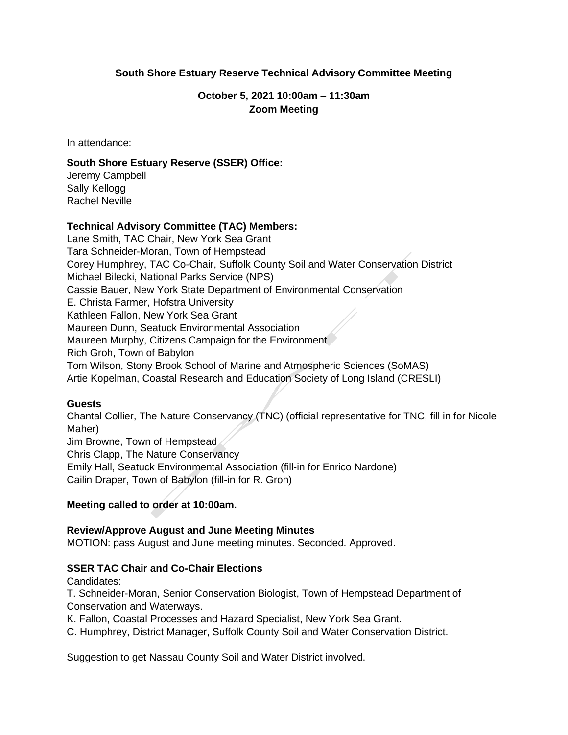**South Shore Estuary Reserve Technical Advisory Committee Meeting**

**October 5, 2021 10:00am – 11:30am**
**Zoom Meeting**

In attendance:

**South Shore Estuary Reserve (SSER) Office:**
Jeremy Campbell
Sally Kellogg
Rachel Neville

**Technical Advisory Committee (TAC) Members:**
Lane Smith, TAC Chair, New York Sea Grant
Tara Schneider-Moran, Town of Hempstead
Corey Humphrey, TAC Co-Chair, Suffolk County Soil and Water Conservation District
Michael Bilecki, National Parks Service (NPS)
Cassie Bauer, New York State Department of Environmental Conservation
E. Christa Farmer, Hofstra University
Kathleen Fallon, New York Sea Grant
Maureen Dunn, Seatuck Environmental Association
Maureen Murphy, Citizens Campaign for the Environment
Rich Groh, Town of Babylon
Tom Wilson, Stony Brook School of Marine and Atmospheric Sciences (SoMAS)
Artie Kopelman, Coastal Research and Education Society of Long Island (CRESLI)

**Guests**
Chantal Collier, The Nature Conservancy (TNC) (official representative for TNC, fill in for Nicole Maher)
Jim Browne, Town of Hempstead
Chris Clapp, The Nature Conservancy
Emily Hall, Seatuck Environmental Association (fill-in for Enrico Nardone)
Cailin Draper, Town of Babylon (fill-in for R. Groh)

**Meeting called to order at 10:00am.**

**Review/Approve August and June Meeting Minutes**
MOTION: pass August and June meeting minutes. Seconded. Approved.

**SSER TAC Chair and Co-Chair Elections**
Candidates:
T. Schneider-Moran, Senior Conservation Biologist, Town of Hempstead Department of Conservation and Waterways.
K. Fallon, Coastal Processes and Hazard Specialist, New York Sea Grant.
C. Humphrey, District Manager, Suffolk County Soil and Water Conservation District.

Suggestion to get Nassau County Soil and Water District involved.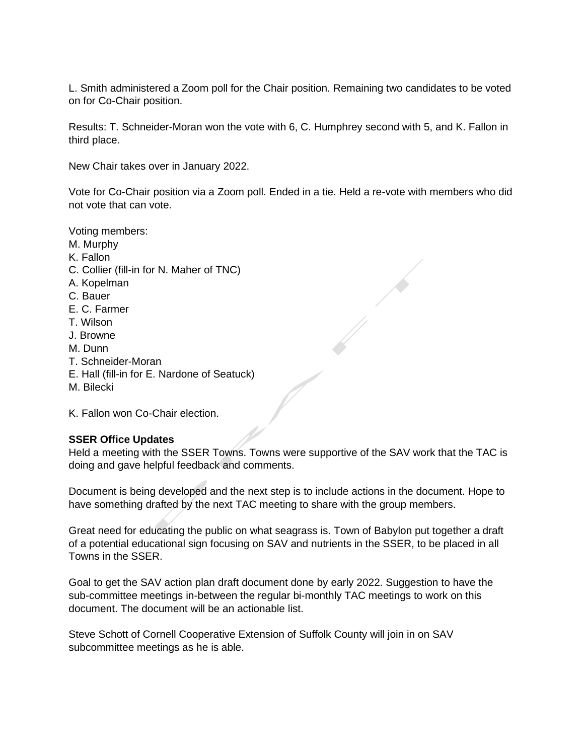L. Smith administered a Zoom poll for the Chair position. Remaining two candidates to be voted on for Co-Chair position.

Results: T. Schneider-Moran won the vote with 6, C. Humphrey second with 5, and K. Fallon in third place.

New Chair takes over in January 2022.

Vote for Co-Chair position via a Zoom poll. Ended in a tie. Held a re-vote with members who did not vote that can vote.

Voting members:
M. Murphy
K. Fallon
C. Collier (fill-in for N. Maher of TNC)
A. Kopelman
C. Bauer
E. C. Farmer
T. Wilson
J. Browne
M. Dunn
T. Schneider-Moran
E. Hall (fill-in for E. Nardone of Seatuck)
M. Bilecki

K. Fallon won Co-Chair election.

**SSER Office Updates**
Held a meeting with the SSER Towns. Towns were supportive of the SAV work that the TAC is doing and gave helpful feedback and comments.

Document is being developed and the next step is to include actions in the document. Hope to have something drafted by the next TAC meeting to share with the group members.

Great need for educating the public on what seagrass is. Town of Babylon put together a draft of a potential educational sign focusing on SAV and nutrients in the SSER, to be placed in all Towns in the SSER.

Goal to get the SAV action plan draft document done by early 2022. Suggestion to have the sub-committee meetings in-between the regular bi-monthly TAC meetings to work on this document. The document will be an actionable list.

Steve Schott of Cornell Cooperative Extension of Suffolk County will join in on SAV subcommittee meetings as he is able.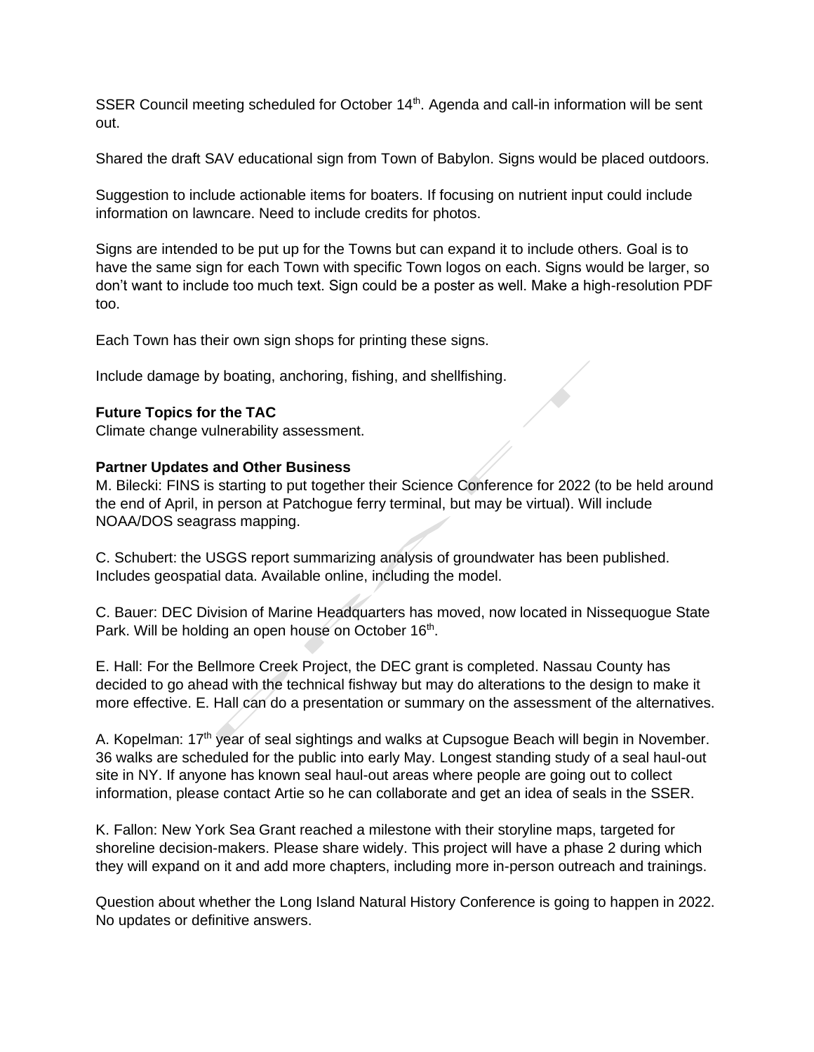SSER Council meeting scheduled for October 14th. Agenda and call-in information will be sent out.

Shared the draft SAV educational sign from Town of Babylon. Signs would be placed outdoors.

Suggestion to include actionable items for boaters. If focusing on nutrient input could include information on lawncare. Need to include credits for photos.

Signs are intended to be put up for the Towns but can expand it to include others. Goal is to have the same sign for each Town with specific Town logos on each. Signs would be larger, so don't want to include too much text. Sign could be a poster as well. Make a high-resolution PDF too.

Each Town has their own sign shops for printing these signs.

Include damage by boating, anchoring, fishing, and shellfishing.

**Future Topics for the TAC**

Climate change vulnerability assessment.

**Partner Updates and Other Business**

M. Bilecki: FINS is starting to put together their Science Conference for 2022 (to be held around the end of April, in person at Patchogue ferry terminal, but may be virtual). Will include NOAA/DOS seagrass mapping.

C. Schubert: the USGS report summarizing analysis of groundwater has been published. Includes geospatial data. Available online, including the model.

C. Bauer: DEC Division of Marine Headquarters has moved, now located in Nissequogue State Park. Will be holding an open house on October 16th.

E. Hall: For the Bellmore Creek Project, the DEC grant is completed. Nassau County has decided to go ahead with the technical fishway but may do alterations to the design to make it more effective. E. Hall can do a presentation or summary on the assessment of the alternatives.

A. Kopelman: 17th year of seal sightings and walks at Cupsogue Beach will begin in November. 36 walks are scheduled for the public into early May. Longest standing study of a seal haul-out site in NY. If anyone has known seal haul-out areas where people are going out to collect information, please contact Artie so he can collaborate and get an idea of seals in the SSER.

K. Fallon: New York Sea Grant reached a milestone with their storyline maps, targeted for shoreline decision-makers. Please share widely. This project will have a phase 2 during which they will expand on it and add more chapters, including more in-person outreach and trainings.

Question about whether the Long Island Natural History Conference is going to happen in 2022. No updates or definitive answers.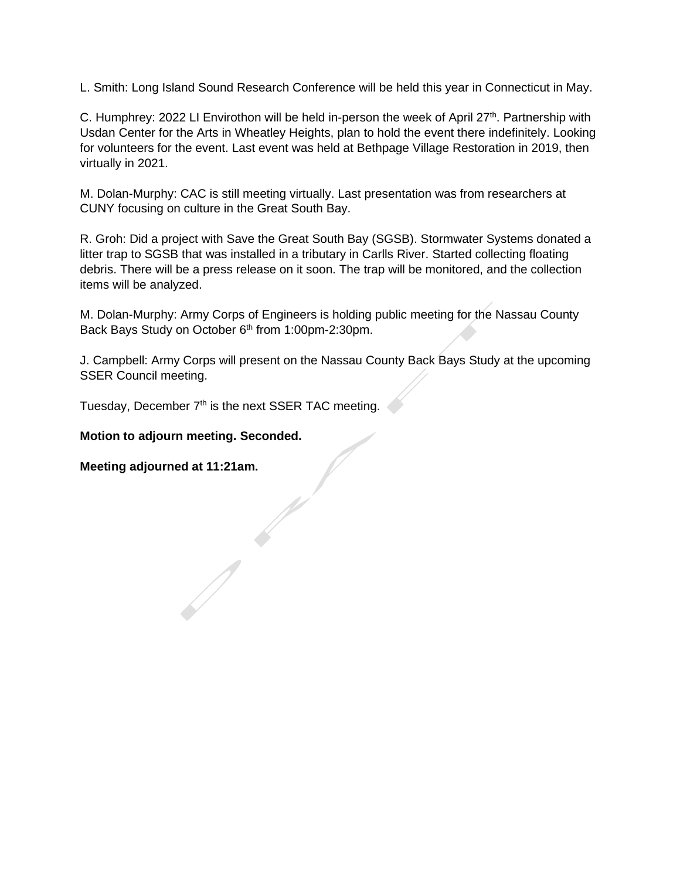L. Smith: Long Island Sound Research Conference will be held this year in Connecticut in May.

C. Humphrey: 2022 LI Envirothon will be held in-person the week of April 27th. Partnership with Usdan Center for the Arts in Wheatley Heights, plan to hold the event there indefinitely. Looking for volunteers for the event. Last event was held at Bethpage Village Restoration in 2019, then virtually in 2021.

M. Dolan-Murphy: CAC is still meeting virtually. Last presentation was from researchers at CUNY focusing on culture in the Great South Bay.

R. Groh: Did a project with Save the Great South Bay (SGSB). Stormwater Systems donated a litter trap to SGSB that was installed in a tributary in Carlls River. Started collecting floating debris. There will be a press release on it soon. The trap will be monitored, and the collection items will be analyzed.

M. Dolan-Murphy: Army Corps of Engineers is holding public meeting for the Nassau County Back Bays Study on October 6th from 1:00pm-2:30pm.

J. Campbell: Army Corps will present on the Nassau County Back Bays Study at the upcoming SSER Council meeting.

Tuesday, December 7th is the next SSER TAC meeting.

**Motion to adjourn meeting. Seconded.**

**Meeting adjourned at 11:21am.**